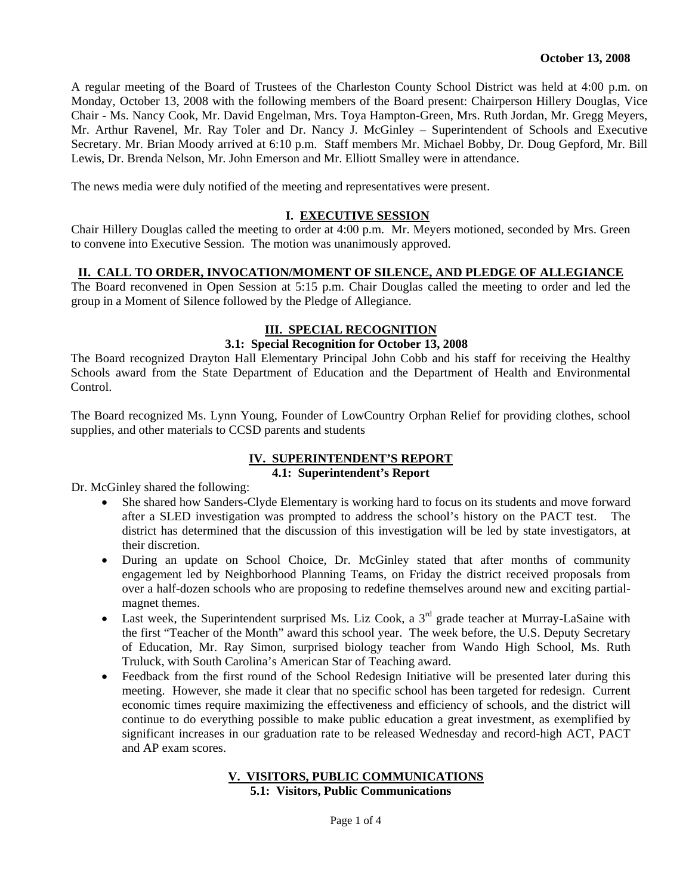**October 13, 2008**

A regular meeting of the Board of Trustees of the Charleston County School District was held at 4:00 p.m. on Monday, October 13, 2008 with the following members of the Board present: Chairperson Hillery Douglas, Vice Chair - Ms. Nancy Cook, Mr. David Engelman, Mrs. Toya Hampton-Green, Mrs. Ruth Jordan, Mr. Gregg Meyers, Mr. Arthur Ravenel, Mr. Ray Toler and Dr. Nancy J. McGinley – Superintendent of Schools and Executive Secretary. Mr. Brian Moody arrived at 6:10 p.m. Staff members Mr. Michael Bobby, Dr. Doug Gepford, Mr. Bill Lewis, Dr. Brenda Nelson, Mr. John Emerson and Mr. Elliott Smalley were in attendance.

The news media were duly notified of the meeting and representatives were present.

## I. EXECUTIVE SESSION

Chair Hillery Douglas called the meeting to order at 4:00 p.m. Mr. Meyers motioned, seconded by Mrs. Green to convene into Executive Session. The motion was unanimously approved.

## II. CALL TO ORDER, INVOCATION/MOMENT OF SILENCE, AND PLEDGE OF ALLEGIANCE

The Board reconvened in Open Session at 5:15 p.m. Chair Douglas called the meeting to order and led the group in a Moment of Silence followed by the Pledge of Allegiance.

## III. SPECIAL RECOGNITION

### 3.1: Special Recognition for October 13, 2008

The Board recognized Drayton Hall Elementary Principal John Cobb and his staff for receiving the Healthy Schools award from the State Department of Education and the Department of Health and Environmental Control.

The Board recognized Ms. Lynn Young, Founder of LowCountry Orphan Relief for providing clothes, school supplies, and other materials to CCSD parents and students

## IV. SUPERINTENDENT'S REPORT

### 4.1: Superintendent's Report

Dr. McGinley shared the following:

- She shared how Sanders-Clyde Elementary is working hard to focus on its students and move forward after a SLED investigation was prompted to address the school's history on the PACT test. The district has determined that the discussion of this investigation will be led by state investigators, at their discretion.
- During an update on School Choice, Dr. McGinley stated that after months of community engagement led by Neighborhood Planning Teams, on Friday the district received proposals from over a half-dozen schools who are proposing to redefine themselves around new and exciting partial-magnet themes.
- Last week, the Superintendent surprised Ms. Liz Cook, a 3rd grade teacher at Murray-LaSaine with the first "Teacher of the Month" award this school year. The week before, the U.S. Deputy Secretary of Education, Mr. Ray Simon, surprised biology teacher from Wando High School, Ms. Ruth Truluck, with South Carolina's American Star of Teaching award.
- Feedback from the first round of the School Redesign Initiative will be presented later during this meeting. However, she made it clear that no specific school has been targeted for redesign. Current economic times require maximizing the effectiveness and efficiency of schools, and the district will continue to do everything possible to make public education a great investment, as exemplified by significant increases in our graduation rate to be released Wednesday and record-high ACT, PACT and AP exam scores.

## V. VISITORS, PUBLIC COMMUNICATIONS

### 5.1: Visitors, Public Communications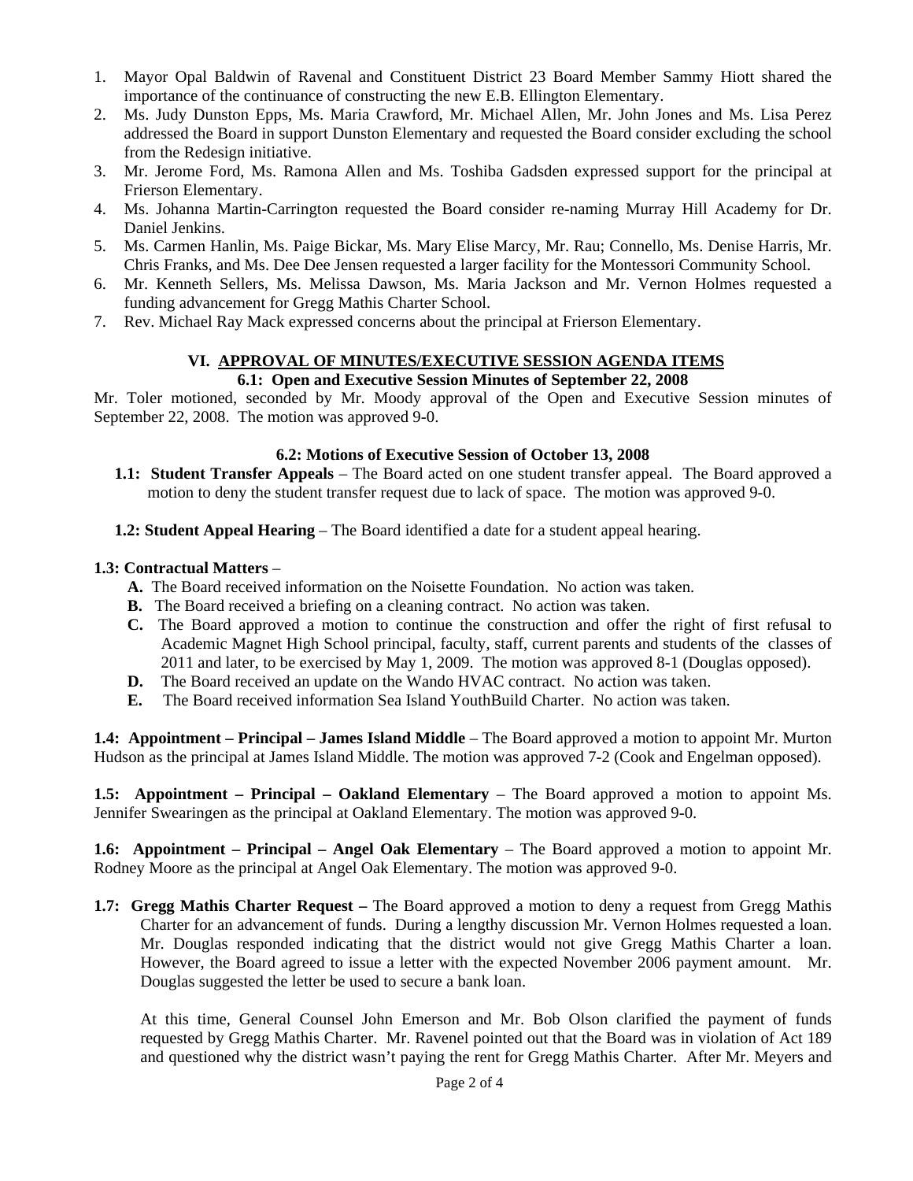1. Mayor Opal Baldwin of Ravenal and Constituent District 23 Board Member Sammy Hiott shared the importance of the continuance of constructing the new E.B. Ellington Elementary.
2. Ms. Judy Dunston Epps, Ms. Maria Crawford, Mr. Michael Allen, Mr. John Jones and Ms. Lisa Perez addressed the Board in support Dunston Elementary and requested the Board consider excluding the school from the Redesign initiative.
3. Mr. Jerome Ford, Ms. Ramona Allen and Ms. Toshiba Gadsden expressed support for the principal at Frierson Elementary.
4. Ms. Johanna Martin-Carrington requested the Board consider re-naming Murray Hill Academy for Dr. Daniel Jenkins.
5. Ms. Carmen Hanlin, Ms. Paige Bickar, Ms. Mary Elise Marcy, Mr. Rau; Connello, Ms. Denise Harris, Mr. Chris Franks, and Ms. Dee Dee Jensen requested a larger facility for the Montessori Community School.
6. Mr. Kenneth Sellers, Ms. Melissa Dawson, Ms. Maria Jackson and Mr. Vernon Holmes requested a funding advancement for Gregg Mathis Charter School.
7. Rev. Michael Ray Mack expressed concerns about the principal at Frierson Elementary.

## VI. APPROVAL OF MINUTES/EXECUTIVE SESSION AGENDA ITEMS

### 6.1: Open and Executive Session Minutes of September 22, 2008

Mr. Toler motioned, seconded by Mr. Moody approval of the Open and Executive Session minutes of September 22, 2008. The motion was approved 9-0.

### 6.2: Motions of Executive Session of October 13, 2008

**1.1: Student Transfer Appeals** – The Board acted on one student transfer appeal. The Board approved a motion to deny the student transfer request due to lack of space. The motion was approved 9-0.

**1.2: Student Appeal Hearing** – The Board identified a date for a student appeal hearing.

**1.3: Contractual Matters** –

- **A.** The Board received information on the Noisette Foundation. No action was taken.
- **B.** The Board received a briefing on a cleaning contract. No action was taken.
- **C.** The Board approved a motion to continue the construction and offer the right of first refusal to Academic Magnet High School principal, faculty, staff, current parents and students of the classes of 2011 and later, to be exercised by May 1, 2009. The motion was approved 8-1 (Douglas opposed).
- **D.** The Board received an update on the Wando HVAC contract. No action was taken.
- **E.** The Board received information Sea Island YouthBuild Charter. No action was taken.

**1.4: Appointment – Principal – James Island Middle** – The Board approved a motion to appoint Mr. Murton Hudson as the principal at James Island Middle. The motion was approved 7-2 (Cook and Engelman opposed).

**1.5: Appointment – Principal – Oakland Elementary** – The Board approved a motion to appoint Ms. Jennifer Swearingen as the principal at Oakland Elementary. The motion was approved 9-0.

**1.6: Appointment – Principal – Angel Oak Elementary** – The Board approved a motion to appoint Mr. Rodney Moore as the principal at Angel Oak Elementary. The motion was approved 9-0.

**1.7: Gregg Mathis Charter Request –** The Board approved a motion to deny a request from Gregg Mathis Charter for an advancement of funds. During a lengthy discussion Mr. Vernon Holmes requested a loan. Mr. Douglas responded indicating that the district would not give Gregg Mathis Charter a loan. However, the Board agreed to issue a letter with the expected November 2006 payment amount. Mr. Douglas suggested the letter be used to secure a bank loan.

At this time, General Counsel John Emerson and Mr. Bob Olson clarified the payment of funds requested by Gregg Mathis Charter. Mr. Ravenel pointed out that the Board was in violation of Act 189 and questioned why the district wasn't paying the rent for Gregg Mathis Charter. After Mr. Meyers and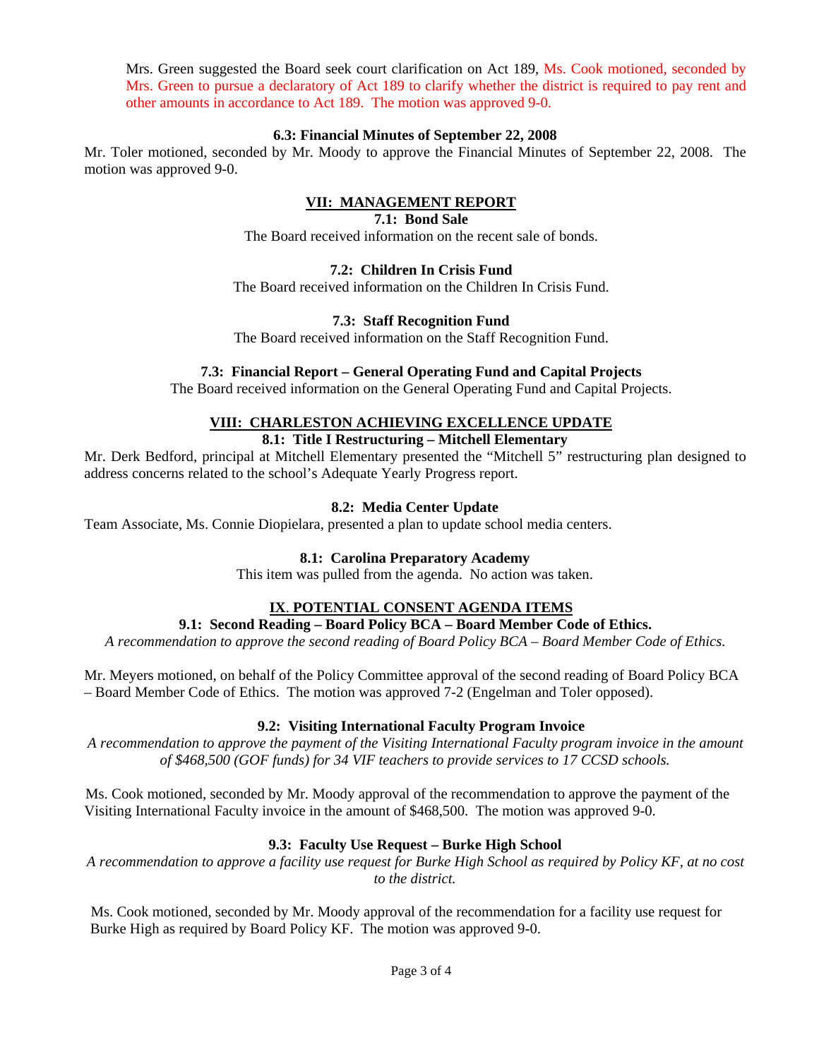Mrs. Green suggested the Board seek court clarification on Act 189, Ms. Cook motioned, seconded by Mrs. Green to pursue a declaratory of Act 189 to clarify whether the district is required to pay rent and other amounts in accordance to Act 189. The motion was approved 9-0.

**6.3: Financial Minutes of September 22, 2008**

Mr. Toler motioned, seconded by Mr. Moody to approve the Financial Minutes of September 22, 2008. The motion was approved 9-0.

## VII: MANAGEMENT REPORT

**7.1: Bond Sale**

The Board received information on the recent sale of bonds.

**7.2: Children In Crisis Fund**

The Board received information on the Children In Crisis Fund.

**7.3: Staff Recognition Fund**

The Board received information on the Staff Recognition Fund.

**7.3: Financial Report – General Operating Fund and Capital Projects**

The Board received information on the General Operating Fund and Capital Projects.

## VIII: CHARLESTON ACHIEVING EXCELLENCE UPDATE

**8.1: Title I Restructuring – Mitchell Elementary**

Mr. Derk Bedford, principal at Mitchell Elementary presented the "Mitchell 5" restructuring plan designed to address concerns related to the school's Adequate Yearly Progress report.

**8.2: Media Center Update**

Team Associate, Ms. Connie Diopielara, presented a plan to update school media centers.

**8.1: Carolina Preparatory Academy**

This item was pulled from the agenda. No action was taken.

## IX. POTENTIAL CONSENT AGENDA ITEMS

**9.1: Second Reading – Board Policy BCA – Board Member Code of Ethics.**

*A recommendation to approve the second reading of Board Policy BCA – Board Member Code of Ethics.*

Mr. Meyers motioned, on behalf of the Policy Committee approval of the second reading of Board Policy BCA – Board Member Code of Ethics. The motion was approved 7-2 (Engelman and Toler opposed).

**9.2: Visiting International Faculty Program Invoice**

*A recommendation to approve the payment of the Visiting International Faculty program invoice in the amount of $468,500 (GOF funds) for 34 VIF teachers to provide services to 17 CCSD schools.*

Ms. Cook motioned, seconded by Mr. Moody approval of the recommendation to approve the payment of the Visiting International Faculty invoice in the amount of $468,500. The motion was approved 9-0.

**9.3: Faculty Use Request – Burke High School**

*A recommendation to approve a facility use request for Burke High School as required by Policy KF, at no cost to the district.*

Ms. Cook motioned, seconded by Mr. Moody approval of the recommendation for a facility use request for Burke High as required by Board Policy KF. The motion was approved 9-0.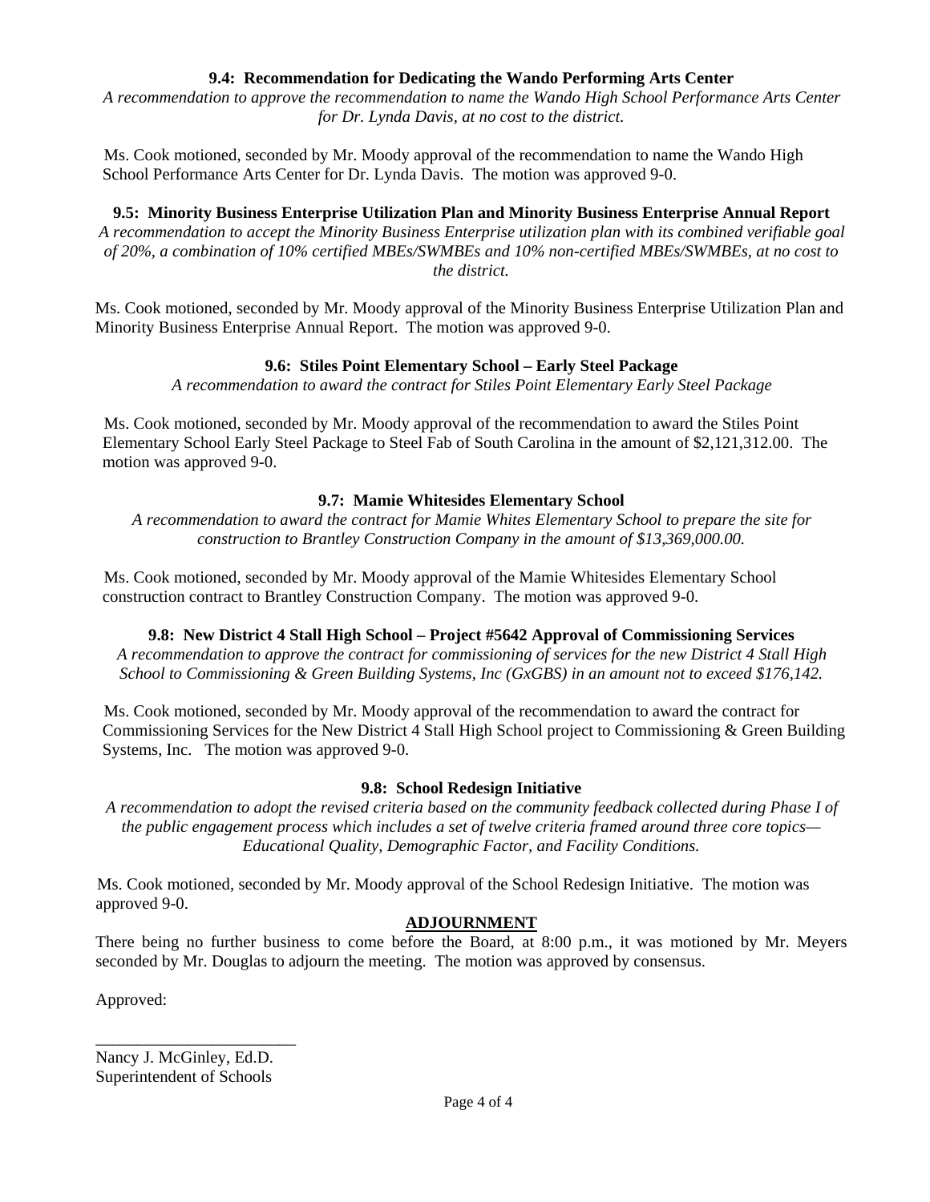### 9.4: Recommendation for Dedicating the Wando Performing Arts Center

*A recommendation to approve the recommendation to name the Wando High School Performance Arts Center for Dr. Lynda Davis, at no cost to the district.*

Ms. Cook motioned, seconded by Mr. Moody approval of the recommendation to name the Wando High School Performance Arts Center for Dr. Lynda Davis. The motion was approved 9-0.

### 9.5: Minority Business Enterprise Utilization Plan and Minority Business Enterprise Annual Report

*A recommendation to accept the Minority Business Enterprise utilization plan with its combined verifiable goal of 20%, a combination of 10% certified MBEs/SWMBEs and 10% non-certified MBEs/SWMBEs, at no cost to the district.*

Ms. Cook motioned, seconded by Mr. Moody approval of the Minority Business Enterprise Utilization Plan and Minority Business Enterprise Annual Report. The motion was approved 9-0.

### 9.6: Stiles Point Elementary School – Early Steel Package

*A recommendation to award the contract for Stiles Point Elementary Early Steel Package*

Ms. Cook motioned, seconded by Mr. Moody approval of the recommendation to award the Stiles Point Elementary School Early Steel Package to Steel Fab of South Carolina in the amount of $2,121,312.00. The motion was approved 9-0.

### 9.7: Mamie Whitesides Elementary School

*A recommendation to award the contract for Mamie Whites Elementary School to prepare the site for construction to Brantley Construction Company in the amount of $13,369,000.00.*

Ms. Cook motioned, seconded by Mr. Moody approval of the Mamie Whitesides Elementary School construction contract to Brantley Construction Company. The motion was approved 9-0.

### 9.8: New District 4 Stall High School – Project #5642 Approval of Commissioning Services

*A recommendation to approve the contract for commissioning of services for the new District 4 Stall High School to Commissioning & Green Building Systems, Inc (GxGBS) in an amount not to exceed $176,142.*

Ms. Cook motioned, seconded by Mr. Moody approval of the recommendation to award the contract for Commissioning Services for the New District 4 Stall High School project to Commissioning & Green Building Systems, Inc. The motion was approved 9-0.

### 9.8: School Redesign Initiative

*A recommendation to adopt the revised criteria based on the community feedback collected during Phase I of the public engagement process which includes a set of twelve criteria framed around three core topics—Educational Quality, Demographic Factor, and Facility Conditions.*

Ms. Cook motioned, seconded by Mr. Moody approval of the School Redesign Initiative. The motion was approved 9-0.

## ADJOURNMENT

There being no further business to come before the Board, at 8:00 p.m., it was motioned by Mr. Meyers seconded by Mr. Douglas to adjourn the meeting. The motion was approved by consensus.

Approved:

\_\_\_\_\_\_\_\_\_\_\_\_\_\_\_\_\_\_\_\_\_\_\_\_\_

Nancy J. McGinley, Ed.D.
Superintendent of Schools